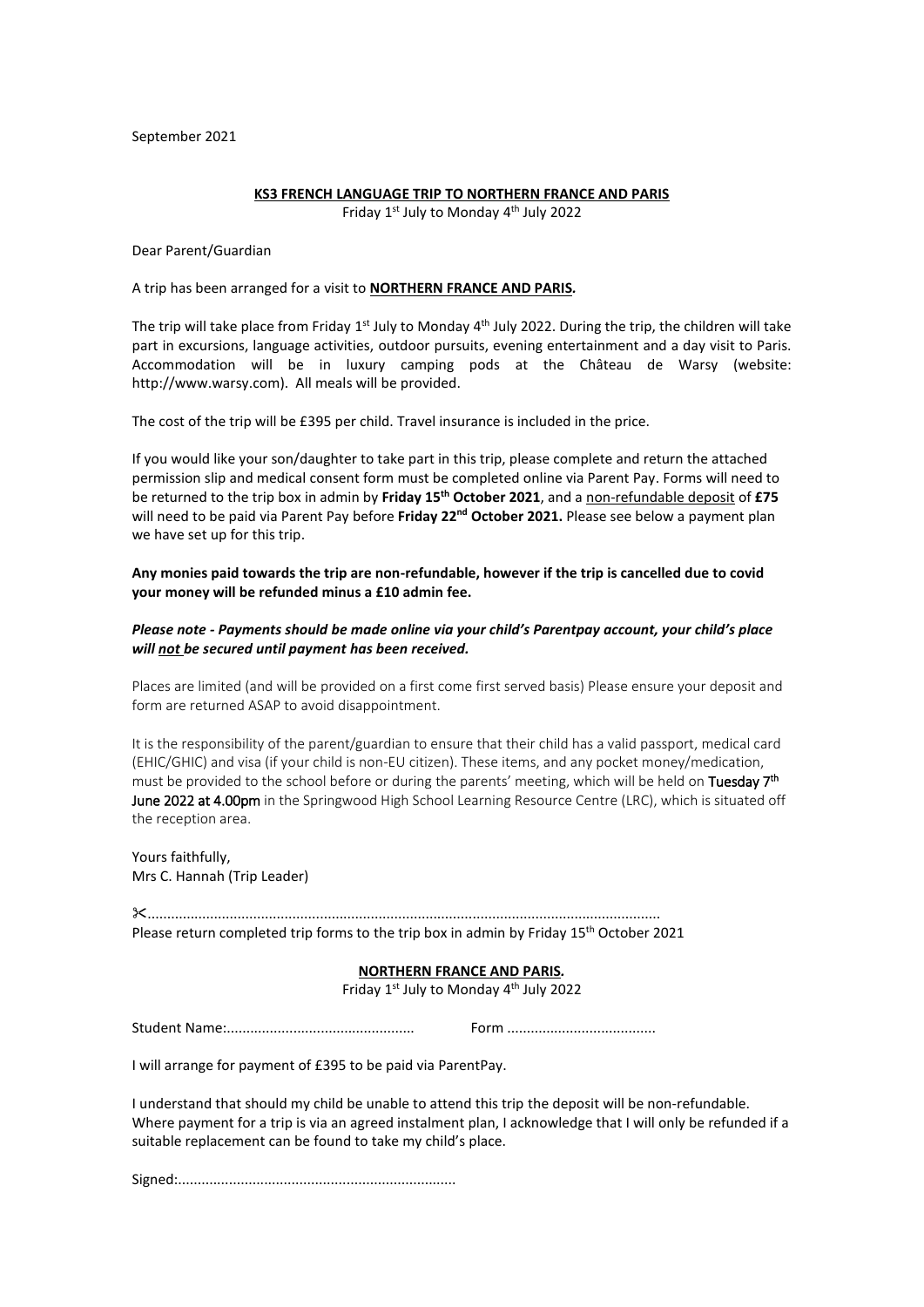September 2021

**KS3 FRENCH LANGUAGE TRIP TO NORTHERN FRANCE AND PARIS**

Friday 1st July to Monday 4th July 2022

Dear Parent/Guardian

A trip has been arranged for a visit to **NORTHERN FRANCE AND PARIS.**

The trip will take place from Friday 1st July to Monday 4th July 2022. During the trip, the children will take part in excursions, language activities, outdoor pursuits, evening entertainment and a day visit to Paris. Accommodation will be in luxury camping pods at the Château de Warsy (website: http://www.warsy.com). All meals will be provided.

The cost of the trip will be £395 per child. Travel insurance is included in the price.

If you would like your son/daughter to take part in this trip, please complete and return the attached permission slip and medical consent form must be completed online via Parent Pay. Forms will need to be returned to the trip box in admin by **Friday 15th October 2021**, and a non-refundable deposit of **£75** will need to be paid via Parent Pay before **Friday 22nd October 2021.** Please see below a payment plan we have set up for this trip.

**Any monies paid towards the trip are non-refundable, however if the trip is cancelled due to covid your money will be refunded minus a £10 admin fee.**

***Please note - Payments should be made online via your child's Parentpay account, your child's place will not be secured until payment has been received.***

Places are limited (and will be provided on a first come first served basis) Please ensure your deposit and form are returned ASAP to avoid disappointment.

It is the responsibility of the parent/guardian to ensure that their child has a valid passport, medical card (EHIC/GHIC) and visa (if your child is non-EU citizen). These items, and any pocket money/medication, must be provided to the school before or during the parents' meeting, which will be held on **Tuesday 7th June 2022 at 4.00pm** in the Springwood High School Learning Resource Centre (LRC), which is situated off the reception area.

Yours faithfully,
Mrs C. Hannah (Trip Leader)

✂.................................................................................................................................

Please return completed trip forms to the trip box in admin by Friday 15th October 2021

**NORTHERN FRANCE AND PARIS.**

Friday 1st July to Monday 4th July 2022

Student Name:................................................ Form ......................................

I will arrange for payment of £395 to be paid via ParentPay.

I understand that should my child be unable to attend this trip the deposit will be non-refundable. Where payment for a trip is via an agreed instalment plan, I acknowledge that I will only be refunded if a suitable replacement can be found to take my child's place.

Signed:......................................................................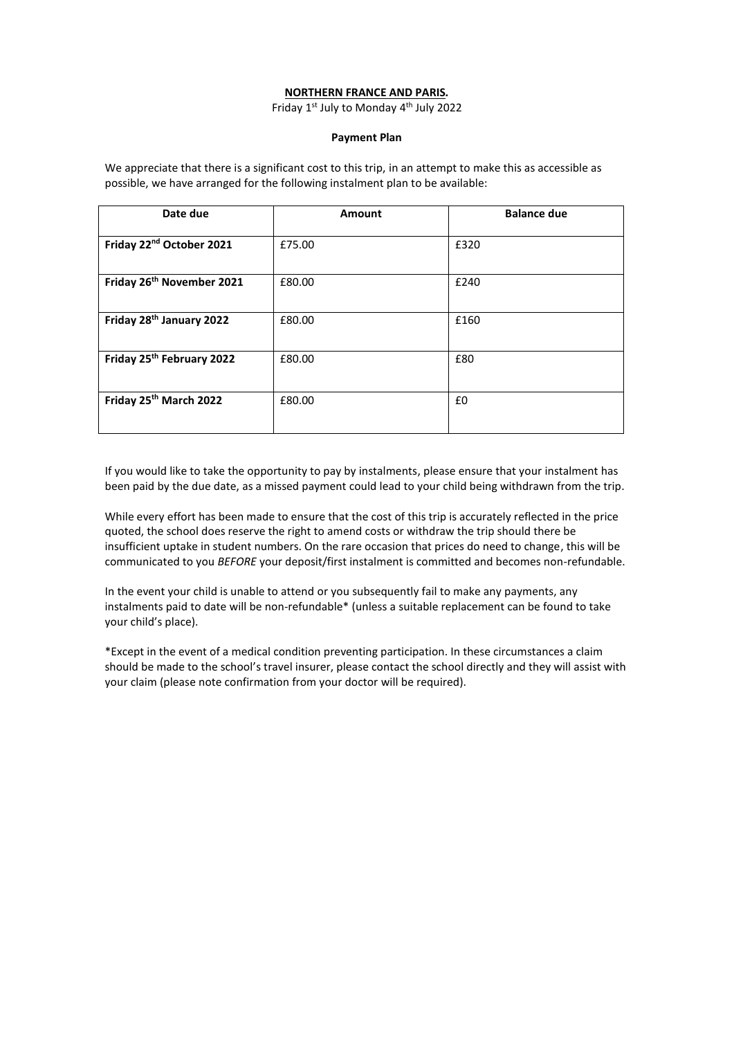**NORTHERN FRANCE AND PARIS.**

Friday 1st July to Monday 4th July 2022

**Payment Plan**

We appreciate that there is a significant cost to this trip, in an attempt to make this as accessible as possible, we have arranged for the following instalment plan to be available:

| Date due | Amount | Balance due |
|---|---|---|
| **Friday 22nd October 2021** | £75.00 | £320 |
| **Friday 26th November 2021** | £80.00 | £240 |
| **Friday 28th January 2022** | £80.00 | £160 |
| **Friday 25th February 2022** | £80.00 | £80 |
| **Friday 25th March 2022** | £80.00 | £0 |

If you would like to take the opportunity to pay by instalments, please ensure that your instalment has been paid by the due date, as a missed payment could lead to your child being withdrawn from the trip.

While every effort has been made to ensure that the cost of this trip is accurately reflected in the price quoted, the school does reserve the right to amend costs or withdraw the trip should there be insufficient uptake in student numbers. On the rare occasion that prices do need to change, this will be communicated to you *BEFORE* your deposit/first instalment is committed and becomes non-refundable.

In the event your child is unable to attend or you subsequently fail to make any payments, any instalments paid to date will be non-refundable* (unless a suitable replacement can be found to take your child's place).

*Except in the event of a medical condition preventing participation. In these circumstances a claim should be made to the school's travel insurer, please contact the school directly and they will assist with your claim (please note confirmation from your doctor will be required).